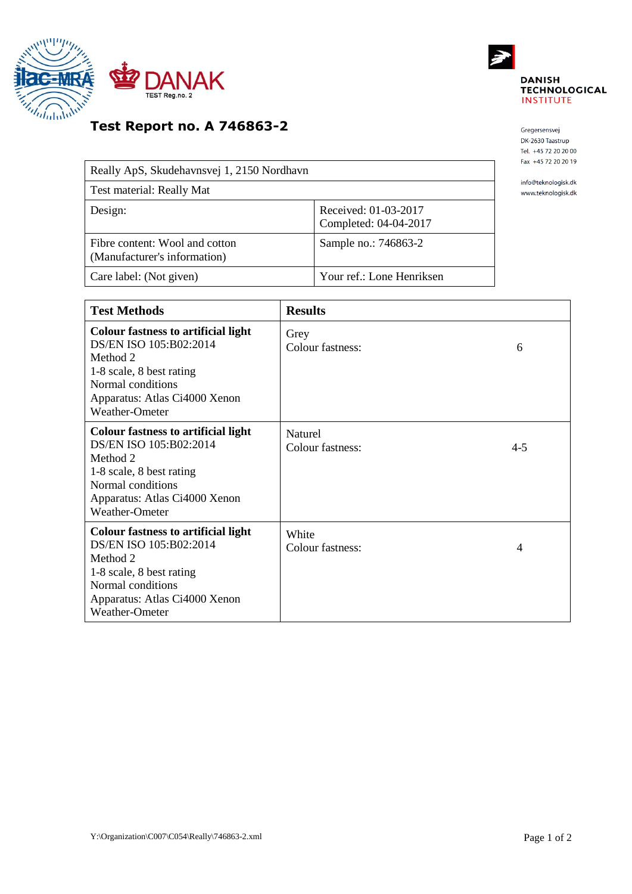DANAK TEST Reg.no. 2

DANISH TECHNOLOGICAL INSTITUTE

Gregersensvej
DK-2630 Taastrup
Tel. +45 72 20 20 00
Fax +45 72 20 20 19

info@teknologisk.dk
www.teknologisk.dk

# Test Report no. A 746863-2

| Really ApS, Skudehavnsvej 1, 2150 Nordhavn | |
|---|---|
| Test material: Really Mat | |
| Design: | Received: 01-03-2017<br>Completed: 04-04-2017 |
| Fibre content: Wool and cotton<br>(Manufacturer's information) | Sample no.: 746863-2 |
| Care label: (Not given) | Your ref.: Lone Henriksen |

| Test Methods | Results | |
|---|---|---|
| **Colour fastness to artificial light**<br>DS/EN ISO 105:B02:2014<br>Method 2<br>1-8 scale, 8 best rating<br>Normal conditions<br>Apparatus: Atlas Ci4000 Xenon Weather-Ometer | Grey<br>Colour fastness: | 6 |
| **Colour fastness to artificial light**<br>DS/EN ISO 105:B02:2014<br>Method 2<br>1-8 scale, 8 best rating<br>Normal conditions<br>Apparatus: Atlas Ci4000 Xenon Weather-Ometer | Naturel<br>Colour fastness: | 4-5 |
| **Colour fastness to artificial light**<br>DS/EN ISO 105:B02:2014<br>Method 2<br>1-8 scale, 8 best rating<br>Normal conditions<br>Apparatus: Atlas Ci4000 Xenon Weather-Ometer | White<br>Colour fastness: | 4 |

Y:\Organization\C007\C054\Really\746863-2.xml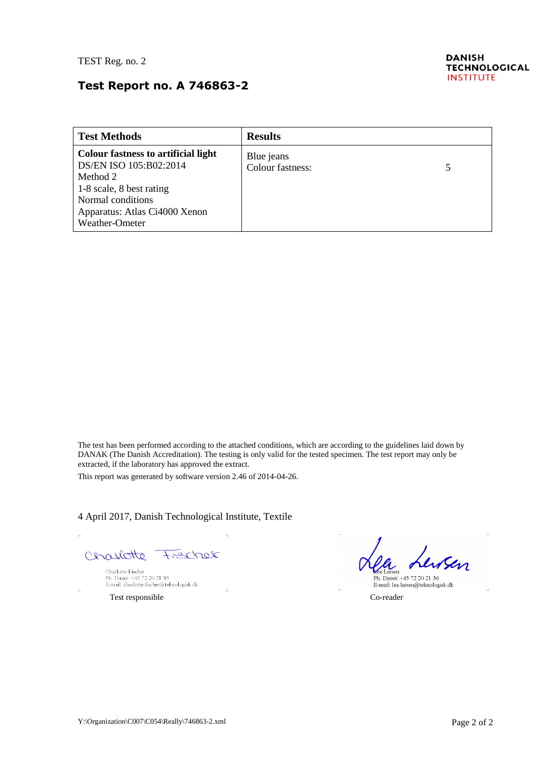TEST Reg. no. 2

DANISH TECHNOLOGICAL INSTITUTE

## Test Report no. A 746863-2

| Test Methods | Results | |
|---|---|---|
| **Colour fastness to artificial light**<br>DS/EN ISO 105:B02:2014<br>Method 2<br>1-8 scale, 8 best rating<br>Normal conditions<br>Apparatus: Atlas Ci4000 Xenon Weather-Ometer | Blue jeans<br>Colour fastness: | 5 |

The test has been performed according to the attached conditions, which are according to the guidelines laid down by DANAK (The Danish Accreditation). The testing is only valid for the tested specimen. The test report may only be extracted, if the laboratory has approved the extract.

This report was generated by software version 2.46 of 2014-04-26.

4 April 2017, Danish Technological Institute, Textile

Charlotte Fischer
Ph. Direct: +45 72 20 21 35
E-mail: charlotte.fischer@teknologisk.dk

Test responsible

Lea Larsen
Ph. Direct: +45 72 20 21 36
E-mail: lea.larsen@teknologisk.dk

Co-reader

Y:\Organization\C007\C054\Really\746863-2.xml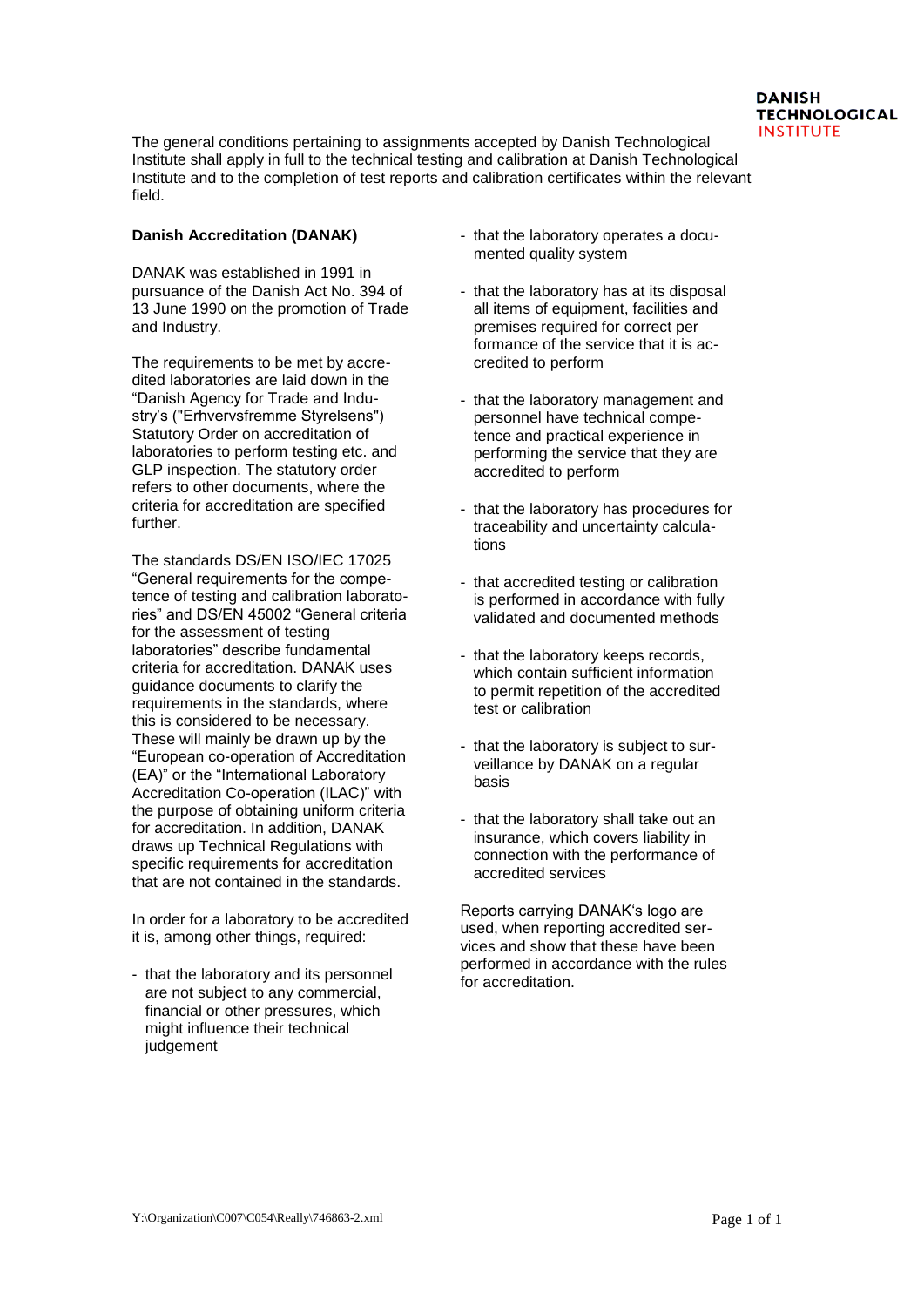The general conditions pertaining to assignments accepted by Danish Technological Institute shall apply in full to the technical testing and calibration at Danish Technological Institute and to the completion of test reports and calibration certificates within the relevant field.

**Danish Accreditation (DANAK)**

DANAK was established in 1991 in pursuance of the Danish Act No. 394 of 13 June 1990 on the promotion of Trade and Industry.

The requirements to be met by accredited laboratories are laid down in the "Danish Agency for Trade and Industry's ("Erhvervsfremme Styrelsens") Statutory Order on accreditation of laboratories to perform testing etc. and GLP inspection. The statutory order refers to other documents, where the criteria for accreditation are specified further.

The standards DS/EN ISO/IEC 17025 "General requirements for the competence of testing and calibration laboratories" and DS/EN 45002 "General criteria for the assessment of testing laboratories" describe fundamental criteria for accreditation. DANAK uses guidance documents to clarify the requirements in the standards, where this is considered to be necessary. These will mainly be drawn up by the "European co-operation of Accreditation (EA)" or the "International Laboratory Accreditation Co-operation (ILAC)" with the purpose of obtaining uniform criteria for accreditation. In addition, DANAK draws up Technical Regulations with specific requirements for accreditation that are not contained in the standards.

In order for a laboratory to be accredited it is, among other things, required:

- that the laboratory and its personnel are not subject to any commercial, financial or other pressures, which might influence their technical judgement
- that the laboratory operates a documented quality system
- that the laboratory has at its disposal all items of equipment, facilities and premises required for correct performance of the service that it is accredited to perform
- that the laboratory management and personnel have technical competence and practical experience in performing the service that they are accredited to perform
- that the laboratory has procedures for traceability and uncertainty calculations
- that accredited testing or calibration is performed in accordance with fully validated and documented methods
- that the laboratory keeps records, which contain sufficient information to permit repetition of the accredited test or calibration
- that the laboratory is subject to surveillance by DANAK on a regular basis
- that the laboratory shall take out an insurance, which covers liability in connection with the performance of accredited services

Reports carrying DANAK's logo are used, when reporting accredited services and show that these have been performed in accordance with the rules for accreditation.